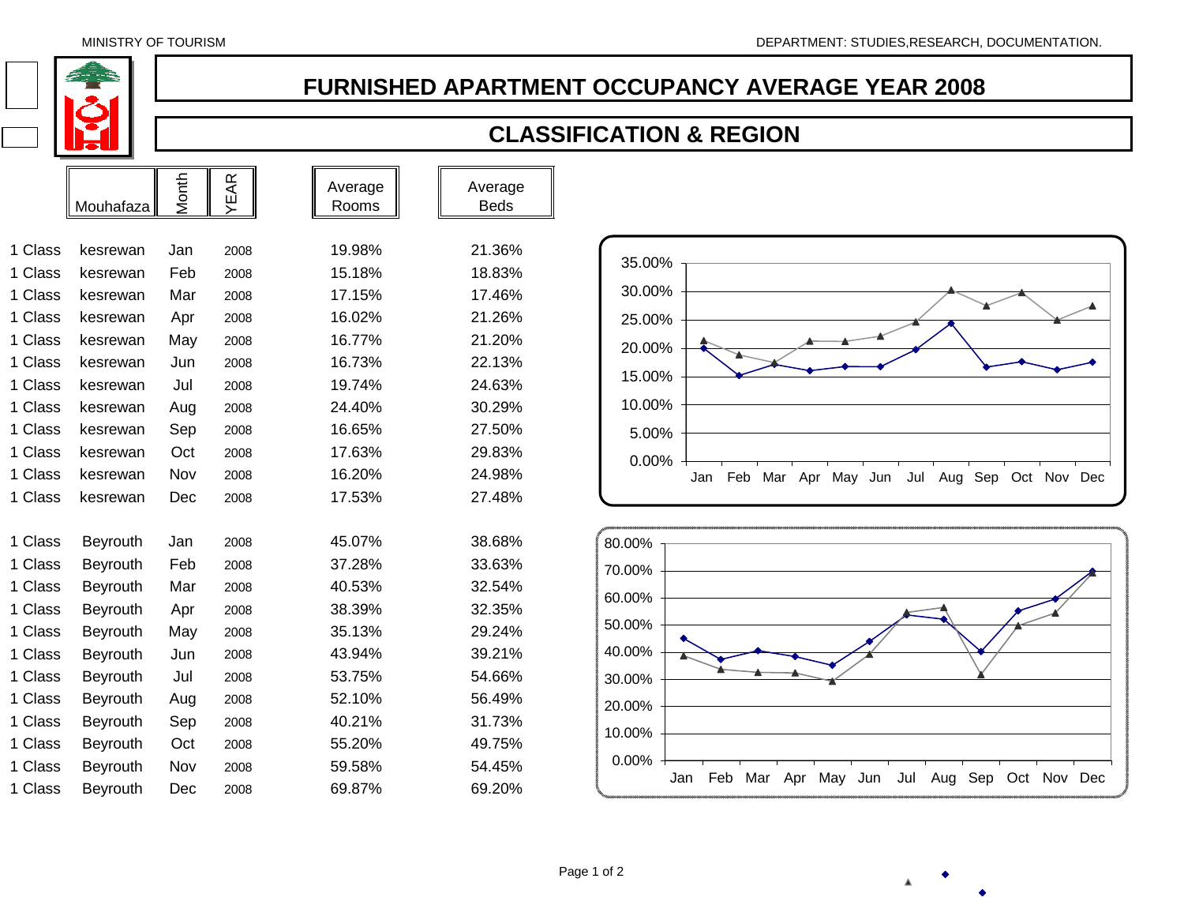MINISTRY OF TOURISM

DEPARTMENT: STUDIES,RESEARCH, DOCUMENTATION.

# FURNISHED APARTMENT OCCUPANCY AVERAGE YEAR 2008

## CLASSIFICATION & REGION

| | Mouhafaza | Month | YEAR | Average Rooms | Average Beds |
|---|---|---|---|---|---|
| 1 Class | kesrewan | Jan | 2008 | 19.98% | 21.36% |
| 1 Class | kesrewan | Feb | 2008 | 15.18% | 18.83% |
| 1 Class | kesrewan | Mar | 2008 | 17.15% | 17.46% |
| 1 Class | kesrewan | Apr | 2008 | 16.02% | 21.26% |
| 1 Class | kesrewan | May | 2008 | 16.77% | 21.20% |
| 1 Class | kesrewan | Jun | 2008 | 16.73% | 22.13% |
| 1 Class | kesrewan | Jul | 2008 | 19.74% | 24.63% |
| 1 Class | kesrewan | Aug | 2008 | 24.40% | 30.29% |
| 1 Class | kesrewan | Sep | 2008 | 16.65% | 27.50% |
| 1 Class | kesrewan | Oct | 2008 | 17.63% | 29.83% |
| 1 Class | kesrewan | Nov | 2008 | 16.20% | 24.98% |
| 1 Class | kesrewan | Dec | 2008 | 17.53% | 27.48% |
| 1 Class | Beyrouth | Jan | 2008 | 45.07% | 38.68% |
| 1 Class | Beyrouth | Feb | 2008 | 37.28% | 33.63% |
| 1 Class | Beyrouth | Mar | 2008 | 40.53% | 32.54% |
| 1 Class | Beyrouth | Apr | 2008 | 38.39% | 32.35% |
| 1 Class | Beyrouth | May | 2008 | 35.13% | 29.24% |
| 1 Class | Beyrouth | Jun | 2008 | 43.94% | 39.21% |
| 1 Class | Beyrouth | Jul | 2008 | 53.75% | 54.66% |
| 1 Class | Beyrouth | Aug | 2008 | 52.10% | 56.49% |
| 1 Class | Beyrouth | Sep | 2008 | 40.21% | 31.73% |
| 1 Class | Beyrouth | Oct | 2008 | 55.20% | 49.75% |
| 1 Class | Beyrouth | Nov | 2008 | 59.58% | 54.45% |
| 1 Class | Beyrouth | Dec | 2008 | 69.87% | 69.20% |

35.00%
30.00%
25.00%
20.00%
15.00%
10.00%
5.00%
0.00%
Jan Feb Mar Apr May Jun Jul Aug Sep Oct Nov Dec

80.00%
70.00%
60.00%
50.00%
40.00%
30.00%
20.00%
10.00%
0.00%
Jan Feb Mar Apr May Jun Jul Aug Sep Oct Nov Dec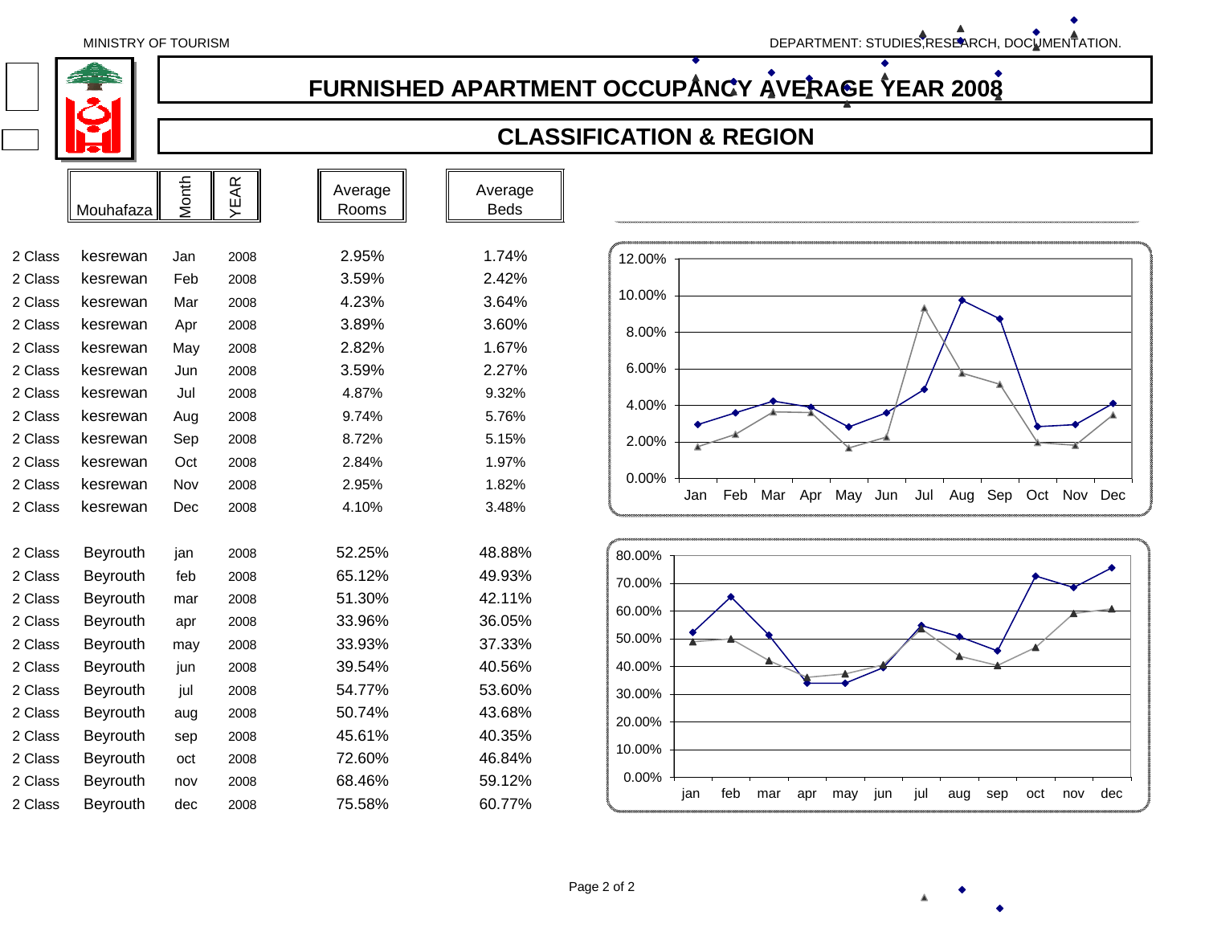MINISTRY OF TOURISM

DEPARTMENT: STUDIES, RESEARCH, DOCUMENTATION.

# FURNISHED APARTMENT OCCUPANCY AVERAGE YEAR 2008

## CLASSIFICATION & REGION

| | Mouhafaza | Month | YEAR | Average Rooms | Average Beds |
|---|---|---|---|---|---|
| 2 Class | kesrewan | Jan | 2008 | 2.95% | 1.74% |
| 2 Class | kesrewan | Feb | 2008 | 3.59% | 2.42% |
| 2 Class | kesrewan | Mar | 2008 | 4.23% | 3.64% |
| 2 Class | kesrewan | Apr | 2008 | 3.89% | 3.60% |
| 2 Class | kesrewan | May | 2008 | 2.82% | 1.67% |
| 2 Class | kesrewan | Jun | 2008 | 3.59% | 2.27% |
| 2 Class | kesrewan | Jul | 2008 | 4.87% | 9.32% |
| 2 Class | kesrewan | Aug | 2008 | 9.74% | 5.76% |
| 2 Class | kesrewan | Sep | 2008 | 8.72% | 5.15% |
| 2 Class | kesrewan | Oct | 2008 | 2.84% | 1.97% |
| 2 Class | kesrewan | Nov | 2008 | 2.95% | 1.82% |
| 2 Class | kesrewan | Dec | 2008 | 4.10% | 3.48% |

12.00%
10.00%
8.00%
6.00%
4.00%
2.00%
0.00%
Jan Feb Mar Apr May Jun Jul Aug Sep Oct Nov Dec

| | Mouhafaza | Month | YEAR | Average Rooms | Average Beds |
|---|---|---|---|---|---|
| 2 Class | Beyrouth | jan | 2008 | 52.25% | 48.88% |
| 2 Class | Beyrouth | feb | 2008 | 65.12% | 49.93% |
| 2 Class | Beyrouth | mar | 2008 | 51.30% | 42.11% |
| 2 Class | Beyrouth | apr | 2008 | 33.96% | 36.05% |
| 2 Class | Beyrouth | may | 2008 | 33.93% | 37.33% |
| 2 Class | Beyrouth | jun | 2008 | 39.54% | 40.56% |
| 2 Class | Beyrouth | jul | 2008 | 54.77% | 53.60% |
| 2 Class | Beyrouth | aug | 2008 | 50.74% | 43.68% |
| 2 Class | Beyrouth | sep | 2008 | 45.61% | 40.35% |
| 2 Class | Beyrouth | oct | 2008 | 72.60% | 46.84% |
| 2 Class | Beyrouth | nov | 2008 | 68.46% | 59.12% |
| 2 Class | Beyrouth | dec | 2008 | 75.58% | 60.77% |

80.00%
70.00%
60.00%
50.00%
40.00%
30.00%
20.00%
10.00%
0.00%
jan feb mar apr may jun jul aug sep oct nov dec